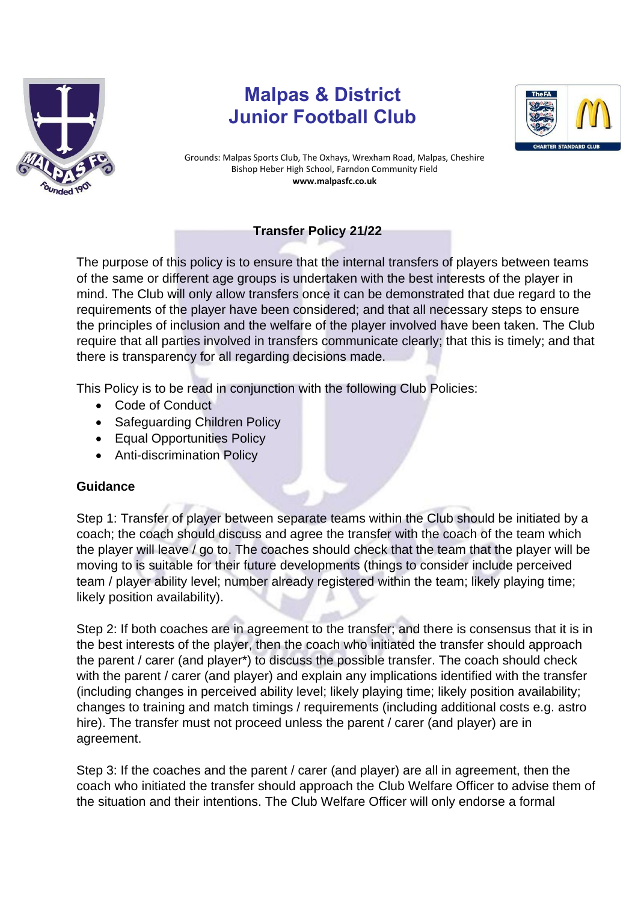# Malpas & District
# Junior Football Club

Grounds: Malpas Sports Club, The Oxhays, Wrexham Road, Malpas, Cheshire
Bishop Heber High School, Farndon Community Field
**www.malpasfc.co.uk**

## Transfer Policy 21/22

The purpose of this policy is to ensure that the internal transfers of players between teams of the same or different age groups is undertaken with the best interests of the player in mind. The Club will only allow transfers once it can be demonstrated that due regard to the requirements of the player have been considered; and that all necessary steps to ensure the principles of inclusion and the welfare of the player involved have been taken. The Club require that all parties involved in transfers communicate clearly; that this is timely; and that there is transparency for all regarding decisions made.

This Policy is to be read in conjunction with the following Club Policies:

- Code of Conduct
- Safeguarding Children Policy
- Equal Opportunities Policy
- Anti-discrimination Policy

### Guidance

Step 1: Transfer of player between separate teams within the Club should be initiated by a coach; the coach should discuss and agree the transfer with the coach of the team which the player will leave / go to. The coaches should check that the team that the player will be moving to is suitable for their future developments (things to consider include perceived team / player ability level; number already registered within the team; likely playing time; likely position availability).

Step 2: If both coaches are in agreement to the transfer; and there is consensus that it is in the best interests of the player, then the coach who initiated the transfer should approach the parent / carer (and player*) to discuss the possible transfer. The coach should check with the parent / carer (and player) and explain any implications identified with the transfer (including changes in perceived ability level; likely playing time; likely position availability; changes to training and match timings / requirements (including additional costs e.g. astro hire). The transfer must not proceed unless the parent / carer (and player) are in agreement.

Step 3: If the coaches and the parent / carer (and player) are all in agreement, then the coach who initiated the transfer should approach the Club Welfare Officer to advise them of the situation and their intentions. The Club Welfare Officer will only endorse a formal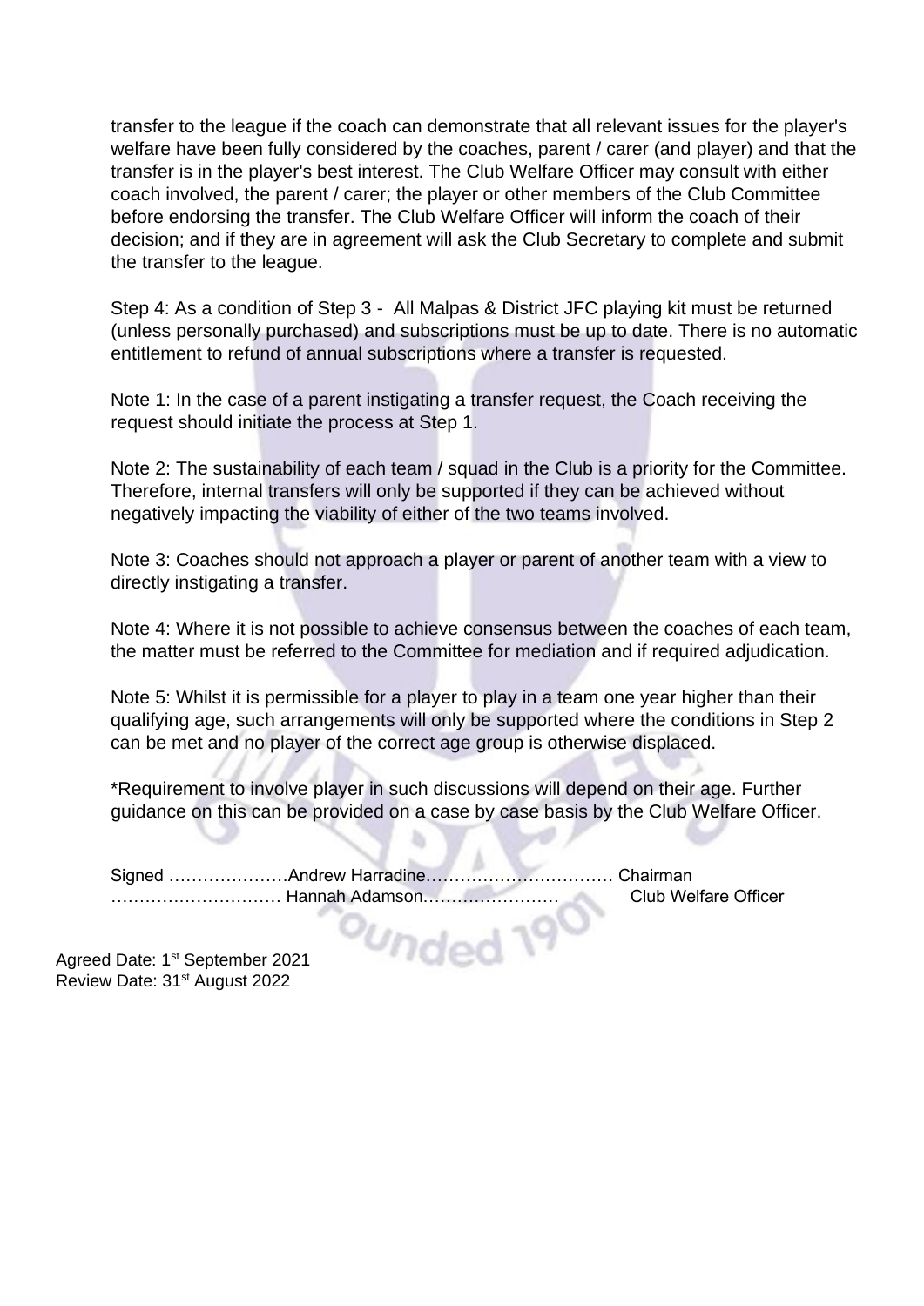transfer to the league if the coach can demonstrate that all relevant issues for the player's welfare have been fully considered by the coaches, parent / carer (and player) and that the transfer is in the player's best interest. The Club Welfare Officer may consult with either coach involved, the parent / carer; the player or other members of the Club Committee before endorsing the transfer. The Club Welfare Officer will inform the coach of their decision; and if they are in agreement will ask the Club Secretary to complete and submit the transfer to the league.

Step 4: As a condition of Step 3 - All Malpas & District JFC playing kit must be returned (unless personally purchased) and subscriptions must be up to date. There is no automatic entitlement to refund of annual subscriptions where a transfer is requested.

Note 1: In the case of a parent instigating a transfer request, the Coach receiving the request should initiate the process at Step 1.

Note 2: The sustainability of each team / squad in the Club is a priority for the Committee. Therefore, internal transfers will only be supported if they can be achieved without negatively impacting the viability of either of the two teams involved.

Note 3: Coaches should not approach a player or parent of another team with a view to directly instigating a transfer.

Note 4: Where it is not possible to achieve consensus between the coaches of each team, the matter must be referred to the Committee for mediation and if required adjudication.

Note 5: Whilst it is permissible for a player to play in a team one year higher than their qualifying age, such arrangements will only be supported where the conditions in Step 2 can be met and no player of the correct age group is otherwise displaced.

*Requirement to involve player in such discussions will depend on their age. Further guidance on this can be provided on a case by case basis by the Club Welfare Officer.

Signed …………………Andrew Harradine…………………………… Chairman
………………………… Hannah Adamson…………………… Club Welfare Officer

Agreed Date: 1st September 2021
Review Date: 31st August 2022